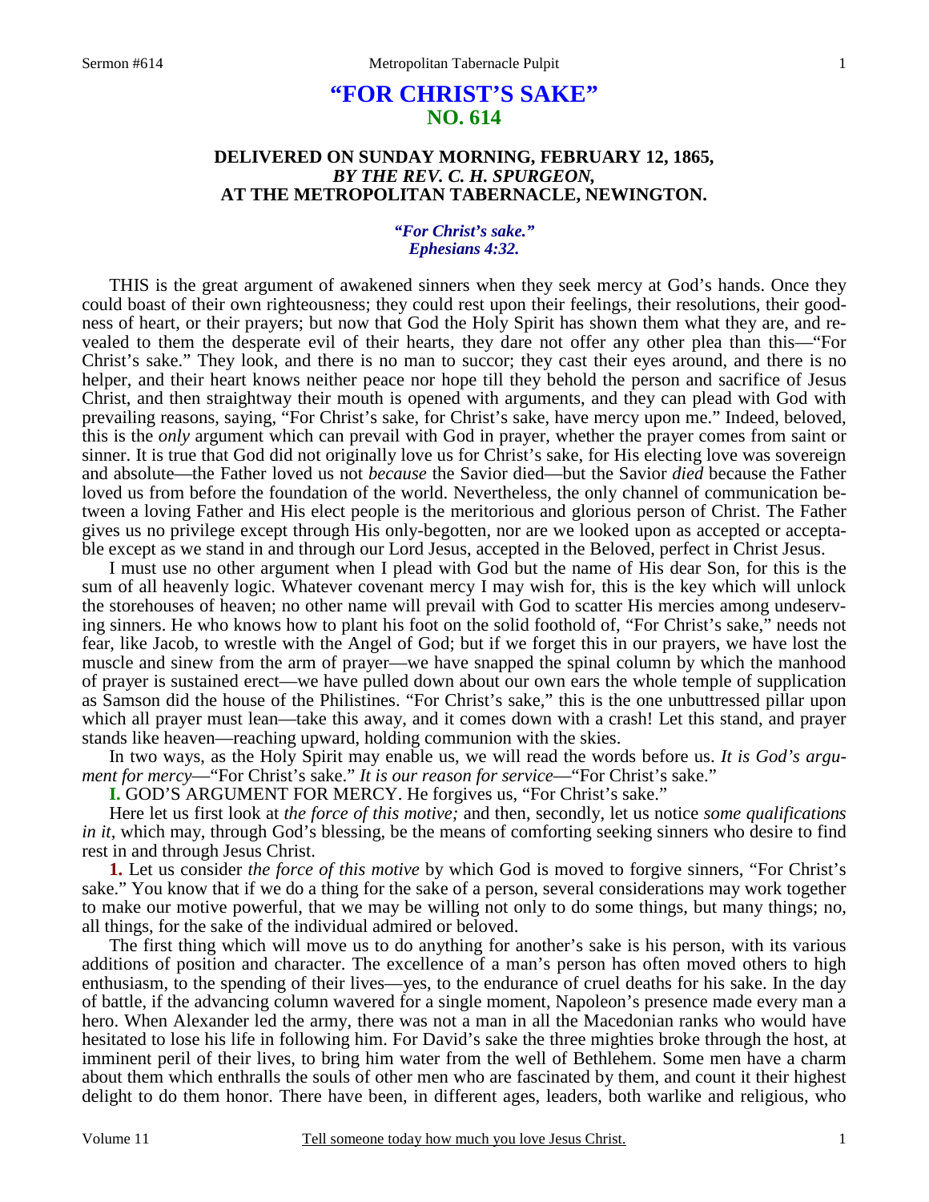# "FOR CHRIST'S SAKE"
## NO. 614

### DELIVERED ON SUNDAY MORNING, FEBRUARY 12, 1865, *BY THE REV. C. H. SPURGEON,* AT THE METROPOLITAN TABERNACLE, NEWINGTON.

***"For Christ's sake." Ephesians 4:32.***

THIS is the great argument of awakened sinners when they seek mercy at God's hands. Once they could boast of their own righteousness; they could rest upon their feelings, their resolutions, their goodness of heart, or their prayers; but now that God the Holy Spirit has shown them what they are, and revealed to them the desperate evil of their hearts, they dare not offer any other plea than this—"For Christ's sake." They look, and there is no man to succor; they cast their eyes around, and there is no helper, and their heart knows neither peace nor hope till they behold the person and sacrifice of Jesus Christ, and then straightway their mouth is opened with arguments, and they can plead with God with prevailing reasons, saying, "For Christ's sake, for Christ's sake, have mercy upon me." Indeed, beloved, this is the *only* argument which can prevail with God in prayer, whether the prayer comes from saint or sinner. It is true that God did not originally love us for Christ's sake, for His electing love was sovereign and absolute—the Father loved us not *because* the Savior died—but the Savior *died* because the Father loved us from before the foundation of the world. Nevertheless, the only channel of communication between a loving Father and His elect people is the meritorious and glorious person of Christ. The Father gives us no privilege except through His only-begotten, nor are we looked upon as accepted or acceptable except as we stand in and through our Lord Jesus, accepted in the Beloved, perfect in Christ Jesus.

I must use no other argument when I plead with God but the name of His dear Son, for this is the sum of all heavenly logic. Whatever covenant mercy I may wish for, this is the key which will unlock the storehouses of heaven; no other name will prevail with God to scatter His mercies among undeserving sinners. He who knows how to plant his foot on the solid foothold of, "For Christ's sake," needs not fear, like Jacob, to wrestle with the Angel of God; but if we forget this in our prayers, we have lost the muscle and sinew from the arm of prayer—we have snapped the spinal column by which the manhood of prayer is sustained erect—we have pulled down about our own ears the whole temple of supplication as Samson did the house of the Philistines. "For Christ's sake," this is the one unbuttressed pillar upon which all prayer must lean—take this away, and it comes down with a crash! Let this stand, and prayer stands like heaven—reaching upward, holding communion with the skies.

In two ways, as the Holy Spirit may enable us, we will read the words before us. *It is God's argument for mercy*—"For Christ's sake." *It is our reason for service*—"For Christ's sake."

**I.** GOD'S ARGUMENT FOR MERCY. He forgives us, "For Christ's sake."

Here let us first look at *the force of this motive;* and then, secondly, let us notice *some qualifications in it,* which may, through God's blessing, be the means of comforting seeking sinners who desire to find rest in and through Jesus Christ.

**1.** Let us consider *the force of this motive* by which God is moved to forgive sinners, "For Christ's sake." You know that if we do a thing for the sake of a person, several considerations may work together to make our motive powerful, that we may be willing not only to do some things, but many things; no, all things, for the sake of the individual admired or beloved.

The first thing which will move us to do anything for another's sake is his person, with its various additions of position and character. The excellence of a man's person has often moved others to high enthusiasm, to the spending of their lives—yes, to the endurance of cruel deaths for his sake. In the day of battle, if the advancing column wavered for a single moment, Napoleon's presence made every man a hero. When Alexander led the army, there was not a man in all the Macedonian ranks who would have hesitated to lose his life in following him. For David's sake the three mighties broke through the host, at imminent peril of their lives, to bring him water from the well of Bethlehem. Some men have a charm about them which enthralls the souls of other men who are fascinated by them, and count it their highest delight to do them honor. There have been, in different ages, leaders, both warlike and religious, who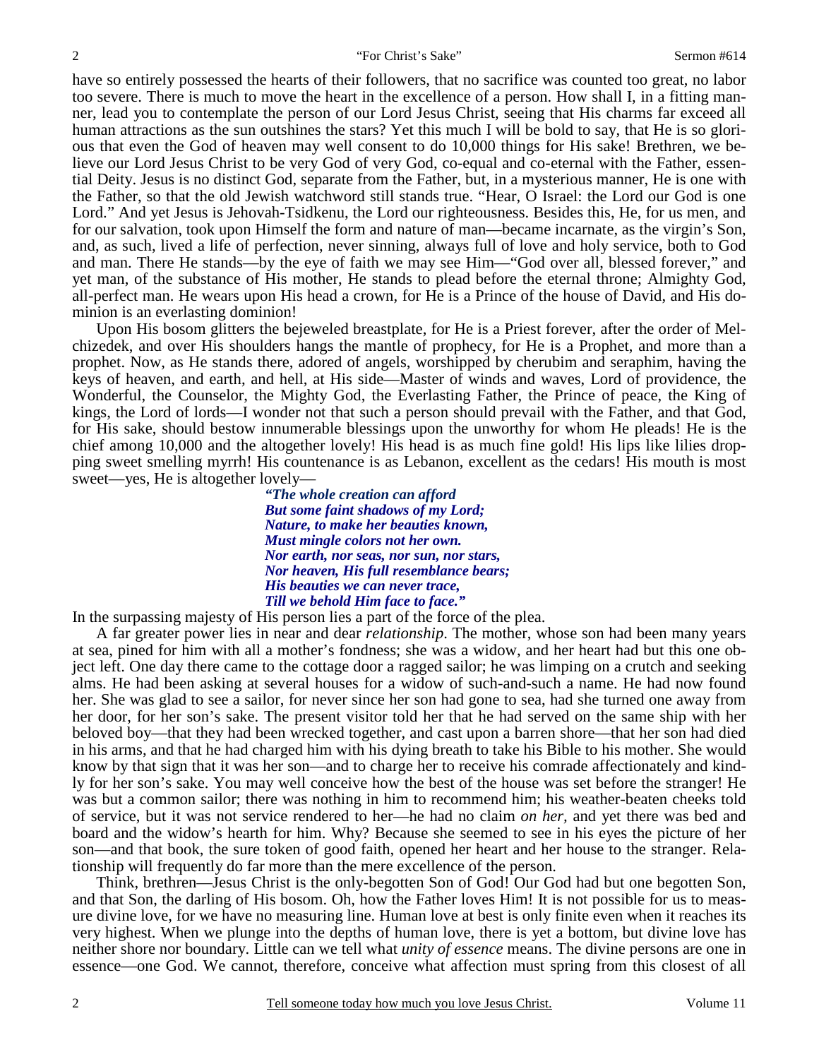have so entirely possessed the hearts of their followers, that no sacrifice was counted too great, no labor too severe. There is much to move the heart in the excellence of a person. How shall I, in a fitting manner, lead you to contemplate the person of our Lord Jesus Christ, seeing that His charms far exceed all human attractions as the sun outshines the stars? Yet this much I will be bold to say, that He is so glorious that even the God of heaven may well consent to do 10,000 things for His sake! Brethren, we believe our Lord Jesus Christ to be very God of very God, co-equal and co-eternal with the Father, essential Deity. Jesus is no distinct God, separate from the Father, but, in a mysterious manner, He is one with the Father, so that the old Jewish watchword still stands true. "Hear, O Israel: the Lord our God is one Lord." And yet Jesus is Jehovah-Tsidkenu, the Lord our righteousness. Besides this, He, for us men, and for our salvation, took upon Himself the form and nature of man—became incarnate, as the virgin's Son, and, as such, lived a life of perfection, never sinning, always full of love and holy service, both to God and man. There He stands—by the eye of faith we may see Him—"God over all, blessed forever," and yet man, of the substance of His mother, He stands to plead before the eternal throne; Almighty God, all-perfect man. He wears upon His head a crown, for He is a Prince of the house of David, and His dominion is an everlasting dominion!

Upon His bosom glitters the bejeweled breastplate, for He is a Priest forever, after the order of Melchizedek, and over His shoulders hangs the mantle of prophecy, for He is a Prophet, and more than a prophet. Now, as He stands there, adored of angels, worshipped by cherubim and seraphim, having the keys of heaven, and earth, and hell, at His side—Master of winds and waves, Lord of providence, the Wonderful, the Counselor, the Mighty God, the Everlasting Father, the Prince of peace, the King of kings, the Lord of lords—I wonder not that such a person should prevail with the Father, and that God, for His sake, should bestow innumerable blessings upon the unworthy for whom He pleads! He is the chief among 10,000 and the altogether lovely! His head is as much fine gold! His lips like lilies dropping sweet smelling myrrh! His countenance is as Lebanon, excellent as the cedars! His mouth is most sweet—yes, He is altogether lovely—

> ***"The whole creation can afford***
> ***But some faint shadows of my Lord;***
> ***Nature, to make her beauties known,***
> ***Must mingle colors not her own.***
> ***Nor earth, nor seas, nor sun, nor stars,***
> ***Nor heaven, His full resemblance bears;***
> ***His beauties we can never trace,***
> ***Till we behold Him face to face."***

In the surpassing majesty of His person lies a part of the force of the plea.

A far greater power lies in near and dear *relationship*. The mother, whose son had been many years at sea, pined for him with all a mother's fondness; she was a widow, and her heart had but this one object left. One day there came to the cottage door a ragged sailor; he was limping on a crutch and seeking alms. He had been asking at several houses for a widow of such-and-such a name. He had now found her. She was glad to see a sailor, for never since her son had gone to sea, had she turned one away from her door, for her son's sake. The present visitor told her that he had served on the same ship with her beloved boy—that they had been wrecked together, and cast upon a barren shore—that her son had died in his arms, and that he had charged him with his dying breath to take his Bible to his mother. She would know by that sign that it was her son—and to charge her to receive his comrade affectionately and kindly for her son's sake. You may well conceive how the best of the house was set before the stranger! He was but a common sailor; there was nothing in him to recommend him; his weather-beaten cheeks told of service, but it was not service rendered to her—he had no claim *on her,* and yet there was bed and board and the widow's hearth for him. Why? Because she seemed to see in his eyes the picture of her son—and that book, the sure token of good faith, opened her heart and her house to the stranger. Relationship will frequently do far more than the mere excellence of the person.

Think, brethren—Jesus Christ is the only-begotten Son of God! Our God had but one begotten Son, and that Son, the darling of His bosom. Oh, how the Father loves Him! It is not possible for us to measure divine love, for we have no measuring line. Human love at best is only finite even when it reaches its very highest. When we plunge into the depths of human love, there is yet a bottom, but divine love has neither shore nor boundary. Little can we tell what *unity of essence* means. The divine persons are one in essence—one God. We cannot, therefore, conceive what affection must spring from this closest of all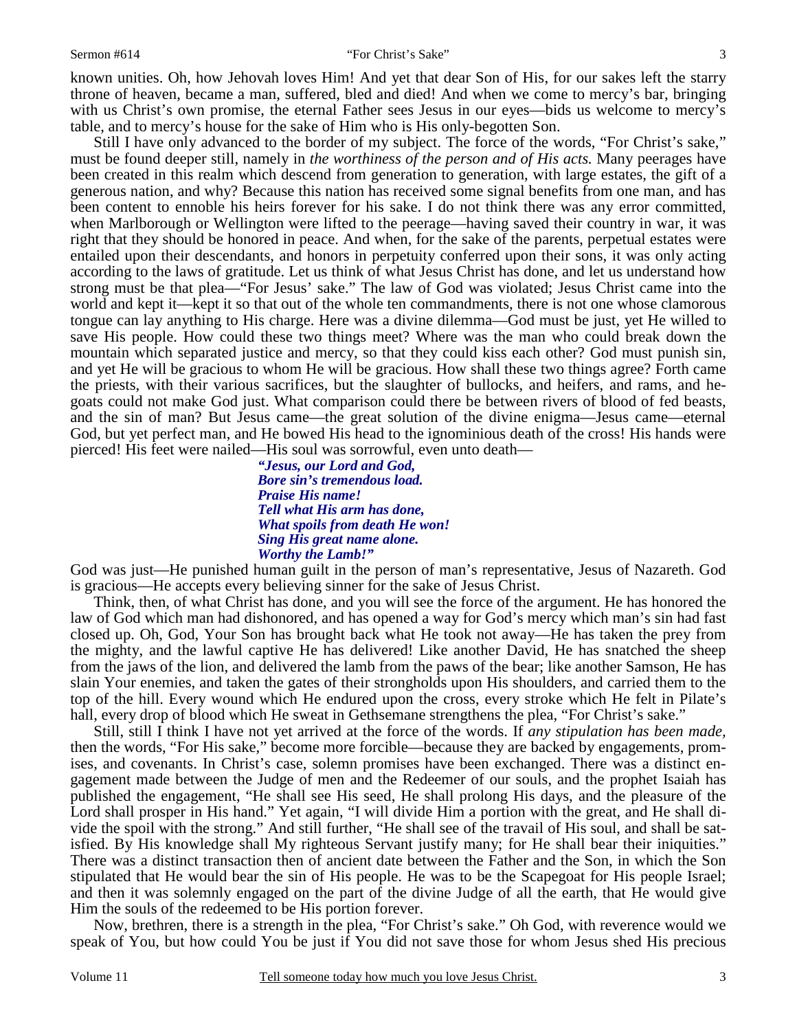known unities. Oh, how Jehovah loves Him! And yet that dear Son of His, for our sakes left the starry throne of heaven, became a man, suffered, bled and died! And when we come to mercy's bar, bringing with us Christ's own promise, the eternal Father sees Jesus in our eyes—bids us welcome to mercy's table, and to mercy's house for the sake of Him who is His only-begotten Son.

Still I have only advanced to the border of my subject. The force of the words, "For Christ's sake," must be found deeper still, namely in *the worthiness of the person and of His acts.* Many peerages have been created in this realm which descend from generation to generation, with large estates, the gift of a generous nation, and why? Because this nation has received some signal benefits from one man, and has been content to ennoble his heirs forever for his sake. I do not think there was any error committed, when Marlborough or Wellington were lifted to the peerage—having saved their country in war, it was right that they should be honored in peace. And when, for the sake of the parents, perpetual estates were entailed upon their descendants, and honors in perpetuity conferred upon their sons, it was only acting according to the laws of gratitude. Let us think of what Jesus Christ has done, and let us understand how strong must be that plea—"For Jesus' sake." The law of God was violated; Jesus Christ came into the world and kept it—kept it so that out of the whole ten commandments, there is not one whose clamorous tongue can lay anything to His charge. Here was a divine dilemma—God must be just, yet He willed to save His people. How could these two things meet? Where was the man who could break down the mountain which separated justice and mercy, so that they could kiss each other? God must punish sin, and yet He will be gracious to whom He will be gracious. How shall these two things agree? Forth came the priests, with their various sacrifices, but the slaughter of bullocks, and heifers, and rams, and he-goats could not make God just. What comparison could there be between rivers of blood of fed beasts, and the sin of man? But Jesus came—the great solution of the divine enigma—Jesus came—eternal God, but yet perfect man, and He bowed His head to the ignominious death of the cross! His hands were pierced! His feet were nailed—His soul was sorrowful, even unto death—

> ***"Jesus, our Lord and God,***
> ***Bore sin's tremendous load.***
> ***Praise His name!***
> ***Tell what His arm has done,***
> ***What spoils from death He won!***
> ***Sing His great name alone.***
> ***Worthy the Lamb!"***

God was just—He punished human guilt in the person of man's representative, Jesus of Nazareth. God is gracious—He accepts every believing sinner for the sake of Jesus Christ.

Think, then, of what Christ has done, and you will see the force of the argument. He has honored the law of God which man had dishonored, and has opened a way for God's mercy which man's sin had fast closed up. Oh, God, Your Son has brought back what He took not away—He has taken the prey from the mighty, and the lawful captive He has delivered! Like another David, He has snatched the sheep from the jaws of the lion, and delivered the lamb from the paws of the bear; like another Samson, He has slain Your enemies, and taken the gates of their strongholds upon His shoulders, and carried them to the top of the hill. Every wound which He endured upon the cross, every stroke which He felt in Pilate's hall, every drop of blood which He sweat in Gethsemane strengthens the plea, "For Christ's sake."

Still, still I think I have not yet arrived at the force of the words. If *any stipulation has been made,* then the words, "For His sake," become more forcible—because they are backed by engagements, promises, and covenants. In Christ's case, solemn promises have been exchanged. There was a distinct engagement made between the Judge of men and the Redeemer of our souls, and the prophet Isaiah has published the engagement, "He shall see His seed, He shall prolong His days, and the pleasure of the Lord shall prosper in His hand." Yet again, "I will divide Him a portion with the great, and He shall divide the spoil with the strong." And still further, "He shall see of the travail of His soul, and shall be satisfied. By His knowledge shall My righteous Servant justify many; for He shall bear their iniquities." There was a distinct transaction then of ancient date between the Father and the Son, in which the Son stipulated that He would bear the sin of His people. He was to be the Scapegoat for His people Israel; and then it was solemnly engaged on the part of the divine Judge of all the earth, that He would give Him the souls of the redeemed to be His portion forever.

Now, brethren, there is a strength in the plea, "For Christ's sake." Oh God, with reverence would we speak of You, but how could You be just if You did not save those for whom Jesus shed His precious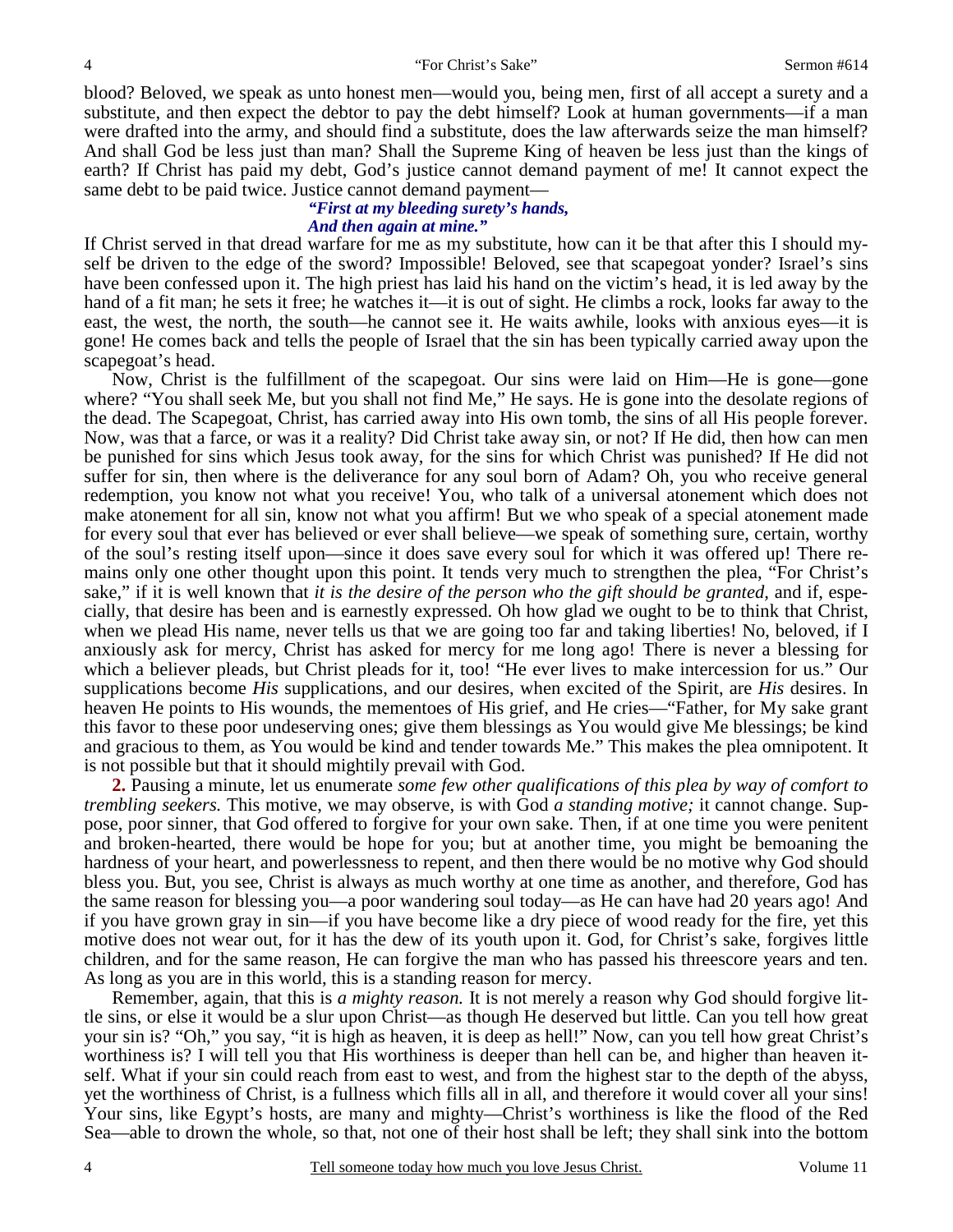blood? Beloved, we speak as unto honest men—would you, being men, first of all accept a surety and a substitute, and then expect the debtor to pay the debt himself? Look at human governments—if a man were drafted into the army, and should find a substitute, does the law afterwards seize the man himself? And shall God be less just than man? Shall the Supreme King of heaven be less just than the kings of earth? If Christ has paid my debt, God's justice cannot demand payment of me! It cannot expect the same debt to be paid twice. Justice cannot demand payment—

> ***"First at my bleeding surety's hands,***
> ***And then again at mine."***

If Christ served in that dread warfare for me as my substitute, how can it be that after this I should myself be driven to the edge of the sword? Impossible! Beloved, see that scapegoat yonder? Israel's sins have been confessed upon it. The high priest has laid his hand on the victim's head, it is led away by the hand of a fit man; he sets it free; he watches it—it is out of sight. He climbs a rock, looks far away to the east, the west, the north, the south—he cannot see it. He waits awhile, looks with anxious eyes—it is gone! He comes back and tells the people of Israel that the sin has been typically carried away upon the scapegoat's head.

Now, Christ is the fulfillment of the scapegoat. Our sins were laid on Him—He is gone—gone where? "You shall seek Me, but you shall not find Me," He says. He is gone into the desolate regions of the dead. The Scapegoat, Christ, has carried away into His own tomb, the sins of all His people forever. Now, was that a farce, or was it a reality? Did Christ take away sin, or not? If He did, then how can men be punished for sins which Jesus took away, for the sins for which Christ was punished? If He did not suffer for sin, then where is the deliverance for any soul born of Adam? Oh, you who receive general redemption, you know not what you receive! You, who talk of a universal atonement which does not make atonement for all sin, know not what you affirm! But we who speak of a special atonement made for every soul that ever has believed or ever shall believe—we speak of something sure, certain, worthy of the soul's resting itself upon—since it does save every soul for which it was offered up! There remains only one other thought upon this point. It tends very much to strengthen the plea, "For Christ's sake," if it is well known that *it is the desire of the person who the gift should be granted,* and if, especially, that desire has been and is earnestly expressed. Oh how glad we ought to be to think that Christ, when we plead His name, never tells us that we are going too far and taking liberties! No, beloved, if I anxiously ask for mercy, Christ has asked for mercy for me long ago! There is never a blessing for which a believer pleads, but Christ pleads for it, too! "He ever lives to make intercession for us." Our supplications become *His* supplications, and our desires, when excited of the Spirit, are *His* desires. In heaven He points to His wounds, the mementoes of His grief, and He cries—"Father, for My sake grant this favor to these poor undeserving ones; give them blessings as You would give Me blessings; be kind and gracious to them, as You would be kind and tender towards Me." This makes the plea omnipotent. It is not possible but that it should mightily prevail with God.

**2.** Pausing a minute, let us enumerate *some few other qualifications of this plea by way of comfort to trembling seekers.* This motive, we may observe, is with God *a standing motive;* it cannot change. Suppose, poor sinner, that God offered to forgive for your own sake. Then, if at one time you were penitent and broken-hearted, there would be hope for you; but at another time, you might be bemoaning the hardness of your heart, and powerlessness to repent, and then there would be no motive why God should bless you. But, you see, Christ is always as much worthy at one time as another, and therefore, God has the same reason for blessing you—a poor wandering soul today—as He can have had 20 years ago! And if you have grown gray in sin—if you have become like a dry piece of wood ready for the fire, yet this motive does not wear out, for it has the dew of its youth upon it. God, for Christ's sake, forgives little children, and for the same reason, He can forgive the man who has passed his threescore years and ten. As long as you are in this world, this is a standing reason for mercy.

Remember, again, that this is *a mighty reason.* It is not merely a reason why God should forgive little sins, or else it would be a slur upon Christ—as though He deserved but little. Can you tell how great your sin is? "Oh," you say, "it is high as heaven, it is deep as hell!" Now, can you tell how great Christ's worthiness is? I will tell you that His worthiness is deeper than hell can be, and higher than heaven itself. What if your sin could reach from east to west, and from the highest star to the depth of the abyss, yet the worthiness of Christ, is a fullness which fills all in all, and therefore it would cover all your sins! Your sins, like Egypt's hosts, are many and mighty—Christ's worthiness is like the flood of the Red Sea—able to drown the whole, so that, not one of their host shall be left; they shall sink into the bottom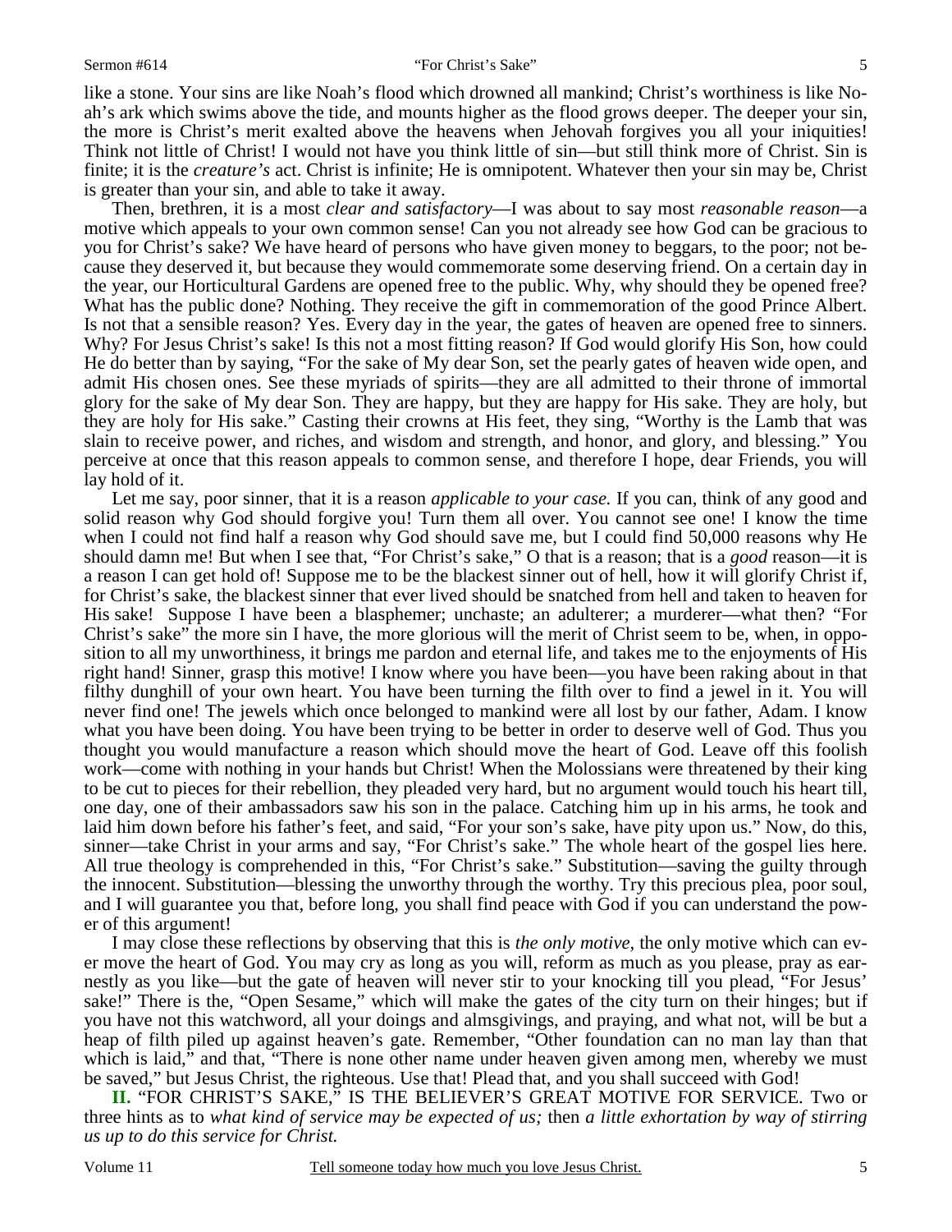like a stone. Your sins are like Noah's flood which drowned all mankind; Christ's worthiness is like Noah's ark which swims above the tide, and mounts higher as the flood grows deeper. The deeper your sin, the more is Christ's merit exalted above the heavens when Jehovah forgives you all your iniquities! Think not little of Christ! I would not have you think little of sin—but still think more of Christ. Sin is finite; it is the *creature's* act. Christ is infinite; He is omnipotent. Whatever then your sin may be, Christ is greater than your sin, and able to take it away.

Then, brethren, it is a most *clear and satisfactory*—I was about to say most *reasonable reason*—a motive which appeals to your own common sense! Can you not already see how God can be gracious to you for Christ's sake? We have heard of persons who have given money to beggars, to the poor; not because they deserved it, but because they would commemorate some deserving friend. On a certain day in the year, our Horticultural Gardens are opened free to the public. Why, why should they be opened free? What has the public done? Nothing. They receive the gift in commemoration of the good Prince Albert. Is not that a sensible reason? Yes. Every day in the year, the gates of heaven are opened free to sinners. Why? For Jesus Christ's sake! Is this not a most fitting reason? If God would glorify His Son, how could He do better than by saying, "For the sake of My dear Son, set the pearly gates of heaven wide open, and admit His chosen ones. See these myriads of spirits—they are all admitted to their throne of immortal glory for the sake of My dear Son. They are happy, but they are happy for His sake. They are holy, but they are holy for His sake." Casting their crowns at His feet, they sing, "Worthy is the Lamb that was slain to receive power, and riches, and wisdom and strength, and honor, and glory, and blessing." You perceive at once that this reason appeals to common sense, and therefore I hope, dear Friends, you will lay hold of it.

Let me say, poor sinner, that it is a reason *applicable to your case.* If you can, think of any good and solid reason why God should forgive you! Turn them all over. You cannot see one! I know the time when I could not find half a reason why God should save me, but I could find 50,000 reasons why He should damn me! But when I see that, "For Christ's sake," O that is a reason; that is a *good* reason—it is a reason I can get hold of! Suppose me to be the blackest sinner out of hell, how it will glorify Christ if, for Christ's sake, the blackest sinner that ever lived should be snatched from hell and taken to heaven for His sake! Suppose I have been a blasphemer; unchaste; an adulterer; a murderer—what then? "For Christ's sake" the more sin I have, the more glorious will the merit of Christ seem to be, when, in opposition to all my unworthiness, it brings me pardon and eternal life, and takes me to the enjoyments of His right hand! Sinner, grasp this motive! I know where you have been—you have been raking about in that filthy dunghill of your own heart. You have been turning the filth over to find a jewel in it. You will never find one! The jewels which once belonged to mankind were all lost by our father, Adam. I know what you have been doing. You have been trying to be better in order to deserve well of God. Thus you thought you would manufacture a reason which should move the heart of God. Leave off this foolish work—come with nothing in your hands but Christ! When the Molossians were threatened by their king to be cut to pieces for their rebellion, they pleaded very hard, but no argument would touch his heart till, one day, one of their ambassadors saw his son in the palace. Catching him up in his arms, he took and laid him down before his father's feet, and said, "For your son's sake, have pity upon us." Now, do this, sinner—take Christ in your arms and say, "For Christ's sake." The whole heart of the gospel lies here. All true theology is comprehended in this, "For Christ's sake." Substitution—saving the guilty through the innocent. Substitution—blessing the unworthy through the worthy. Try this precious plea, poor soul, and I will guarantee you that, before long, you shall find peace with God if you can understand the power of this argument!

I may close these reflections by observing that this is *the only motive,* the only motive which can ever move the heart of God. You may cry as long as you will, reform as much as you please, pray as earnestly as you like—but the gate of heaven will never stir to your knocking till you plead, "For Jesus' sake!" There is the, "Open Sesame," which will make the gates of the city turn on their hinges; but if you have not this watchword, all your doings and almsgivings, and praying, and what not, will be but a heap of filth piled up against heaven's gate. Remember, "Other foundation can no man lay than that which is laid," and that, "There is none other name under heaven given among men, whereby we must be saved," but Jesus Christ, the righteous. Use that! Plead that, and you shall succeed with God!

**II.** "FOR CHRIST'S SAKE," IS THE BELIEVER'S GREAT MOTIVE FOR SERVICE. Two or three hints as to *what kind of service may be expected of us;* then *a little exhortation by way of stirring us up to do this service for Christ.*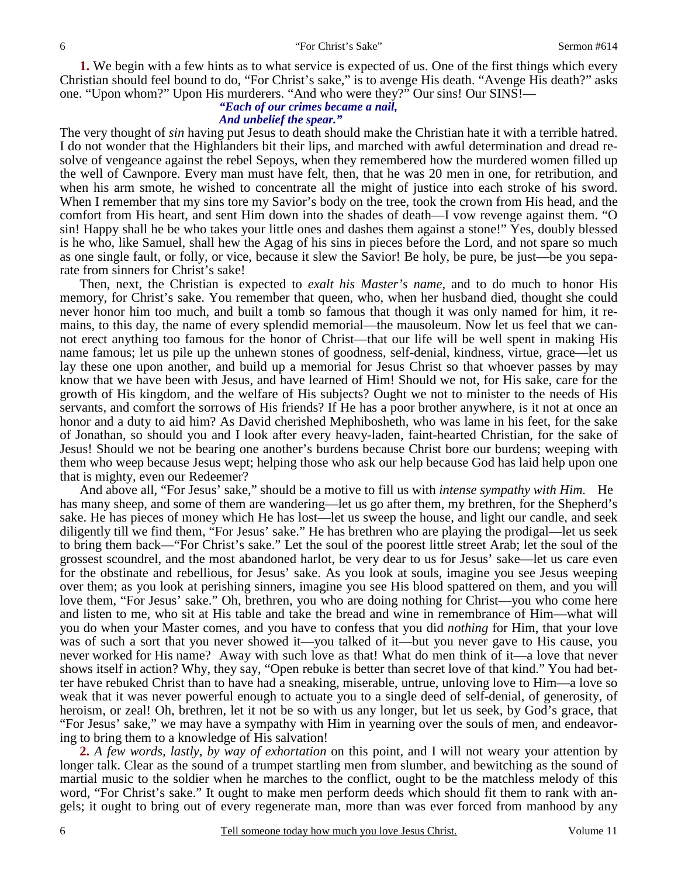**1.** We begin with a few hints as to what service is expected of us. One of the first things which every Christian should feel bound to do, "For Christ's sake," is to avenge His death. "Avenge His death?" asks one. "Upon whom?" Upon His murderers. "And who were they?" Our sins! Our SINS!—

> ***"Each of our crimes became a nail,***
> ***And unbelief the spear."***

The very thought of *sin* having put Jesus to death should make the Christian hate it with a terrible hatred. I do not wonder that the Highlanders bit their lips, and marched with awful determination and dread resolve of vengeance against the rebel Sepoys, when they remembered how the murdered women filled up the well of Cawnpore. Every man must have felt, then, that he was 20 men in one, for retribution, and when his arm smote, he wished to concentrate all the might of justice into each stroke of his sword. When I remember that my sins tore my Savior's body on the tree, took the crown from His head, and the comfort from His heart, and sent Him down into the shades of death—I vow revenge against them. "O sin! Happy shall he be who takes your little ones and dashes them against a stone!" Yes, doubly blessed is he who, like Samuel, shall hew the Agag of his sins in pieces before the Lord, and not spare so much as one single fault, or folly, or vice, because it slew the Savior! Be holy, be pure, be just—be you separate from sinners for Christ's sake!

Then, next, the Christian is expected to *exalt his Master's name*, and to do much to honor His memory, for Christ's sake. You remember that queen, who, when her husband died, thought she could never honor him too much, and built a tomb so famous that though it was only named for him, it remains, to this day, the name of every splendid memorial—the mausoleum. Now let us feel that we cannot erect anything too famous for the honor of Christ—that our life will be well spent in making His name famous; let us pile up the unhewn stones of goodness, self-denial, kindness, virtue, grace—let us lay these one upon another, and build up a memorial for Jesus Christ so that whoever passes by may know that we have been with Jesus, and have learned of Him! Should we not, for His sake, care for the growth of His kingdom, and the welfare of His subjects? Ought we not to minister to the needs of His servants, and comfort the sorrows of His friends? If He has a poor brother anywhere, is it not at once an honor and a duty to aid him? As David cherished Mephibosheth, who was lame in his feet, for the sake of Jonathan, so should you and I look after every heavy-laden, faint-hearted Christian, for the sake of Jesus! Should we not be bearing one another's burdens because Christ bore our burdens; weeping with them who weep because Jesus wept; helping those who ask our help because God has laid help upon one that is mighty, even our Redeemer?

And above all, "For Jesus' sake," should be a motive to fill us with *intense sympathy with Him.* He has many sheep, and some of them are wandering—let us go after them, my brethren, for the Shepherd's sake. He has pieces of money which He has lost—let us sweep the house, and light our candle, and seek diligently till we find them, "For Jesus' sake." He has brethren who are playing the prodigal—let us seek to bring them back—"For Christ's sake." Let the soul of the poorest little street Arab; let the soul of the grossest scoundrel, and the most abandoned harlot, be very dear to us for Jesus' sake—let us care even for the obstinate and rebellious, for Jesus' sake. As you look at souls, imagine you see Jesus weeping over them; as you look at perishing sinners, imagine you see His blood spattered on them, and you will love them, "For Jesus' sake." Oh, brethren, you who are doing nothing for Christ—you who come here and listen to me, who sit at His table and take the bread and wine in remembrance of Him—what will you do when your Master comes, and you have to confess that you did *nothing* for Him, that your love was of such a sort that you never showed it—you talked of it—but you never gave to His cause, you never worked for His name? Away with such love as that! What do men think of it—a love that never shows itself in action? Why, they say, "Open rebuke is better than secret love of that kind." You had better have rebuked Christ than to have had a sneaking, miserable, untrue, unloving love to Him—a love so weak that it was never powerful enough to actuate you to a single deed of self-denial, of generosity, of heroism, or zeal! Oh, brethren, let it not be so with us any longer, but let us seek, by God's grace, that "For Jesus' sake," we may have a sympathy with Him in yearning over the souls of men, and endeavoring to bring them to a knowledge of His salvation!

**2.** *A few words, lastly, by way of exhortation* on this point, and I will not weary your attention by longer talk. Clear as the sound of a trumpet startling men from slumber, and bewitching as the sound of martial music to the soldier when he marches to the conflict, ought to be the matchless melody of this word, "For Christ's sake." It ought to make men perform deeds which should fit them to rank with angels; it ought to bring out of every regenerate man, more than was ever forced from manhood by any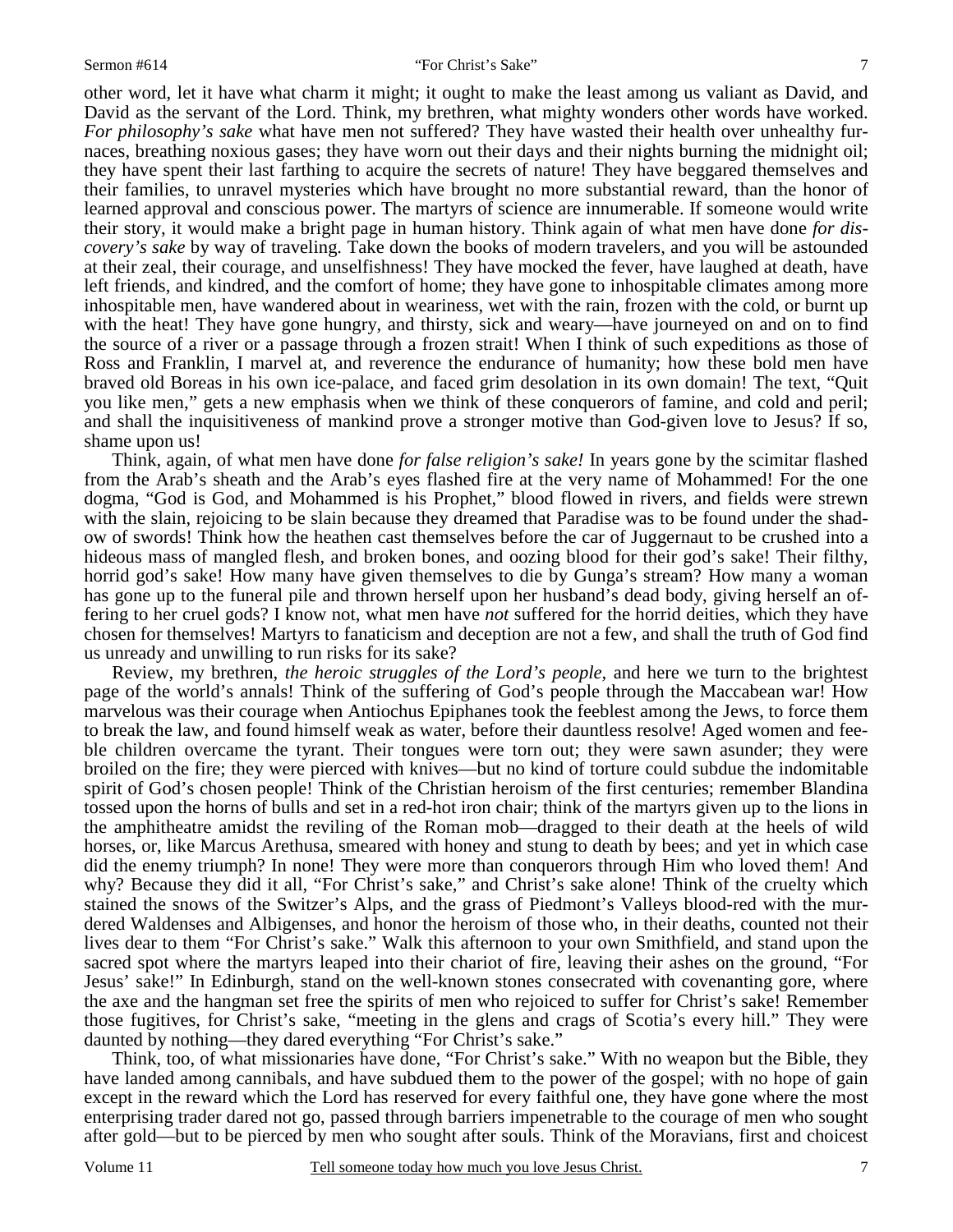other word, let it have what charm it might; it ought to make the least among us valiant as David, and David as the servant of the Lord. Think, my brethren, what mighty wonders other words have worked. *For philosophy's sake* what have men not suffered? They have wasted their health over unhealthy furnaces, breathing noxious gases; they have worn out their days and their nights burning the midnight oil; they have spent their last farthing to acquire the secrets of nature! They have beggared themselves and their families, to unravel mysteries which have brought no more substantial reward, than the honor of learned approval and conscious power. The martyrs of science are innumerable. If someone would write their story, it would make a bright page in human history. Think again of what men have done *for discovery's sake* by way of traveling. Take down the books of modern travelers, and you will be astounded at their zeal, their courage, and unselfishness! They have mocked the fever, have laughed at death, have left friends, and kindred, and the comfort of home; they have gone to inhospitable climates among more inhospitable men, have wandered about in weariness, wet with the rain, frozen with the cold, or burnt up with the heat! They have gone hungry, and thirsty, sick and weary—have journeyed on and on to find the source of a river or a passage through a frozen strait! When I think of such expeditions as those of Ross and Franklin, I marvel at, and reverence the endurance of humanity; how these bold men have braved old Boreas in his own ice-palace, and faced grim desolation in its own domain! The text, "Quit you like men," gets a new emphasis when we think of these conquerors of famine, and cold and peril; and shall the inquisitiveness of mankind prove a stronger motive than God-given love to Jesus? If so, shame upon us!

Think, again, of what men have done *for false religion's sake!* In years gone by the scimitar flashed from the Arab's sheath and the Arab's eyes flashed fire at the very name of Mohammed! For the one dogma, "God is God, and Mohammed is his Prophet," blood flowed in rivers, and fields were strewn with the slain, rejoicing to be slain because they dreamed that Paradise was to be found under the shadow of swords! Think how the heathen cast themselves before the car of Juggernaut to be crushed into a hideous mass of mangled flesh, and broken bones, and oozing blood for their god's sake! Their filthy, horrid god's sake! How many have given themselves to die by Gunga's stream? How many a woman has gone up to the funeral pile and thrown herself upon her husband's dead body, giving herself an offering to her cruel gods? I know not, what men have *not* suffered for the horrid deities, which they have chosen for themselves! Martyrs to fanaticism and deception are not a few, and shall the truth of God find us unready and unwilling to run risks for its sake?

Review, my brethren, *the heroic struggles of the Lord's people,* and here we turn to the brightest page of the world's annals! Think of the suffering of God's people through the Maccabean war! How marvelous was their courage when Antiochus Epiphanes took the feeblest among the Jews, to force them to break the law, and found himself weak as water, before their dauntless resolve! Aged women and feeble children overcame the tyrant. Their tongues were torn out; they were sawn asunder; they were broiled on the fire; they were pierced with knives—but no kind of torture could subdue the indomitable spirit of God's chosen people! Think of the Christian heroism of the first centuries; remember Blandina tossed upon the horns of bulls and set in a red-hot iron chair; think of the martyrs given up to the lions in the amphitheatre amidst the reviling of the Roman mob—dragged to their death at the heels of wild horses, or, like Marcus Arethusa, smeared with honey and stung to death by bees; and yet in which case did the enemy triumph? In none! They were more than conquerors through Him who loved them! And why? Because they did it all, "For Christ's sake," and Christ's sake alone! Think of the cruelty which stained the snows of the Switzer's Alps, and the grass of Piedmont's Valleys blood-red with the murdered Waldenses and Albigenses, and honor the heroism of those who, in their deaths, counted not their lives dear to them "For Christ's sake." Walk this afternoon to your own Smithfield, and stand upon the sacred spot where the martyrs leaped into their chariot of fire, leaving their ashes on the ground, "For Jesus' sake!" In Edinburgh, stand on the well-known stones consecrated with covenanting gore, where the axe and the hangman set free the spirits of men who rejoiced to suffer for Christ's sake! Remember those fugitives, for Christ's sake, "meeting in the glens and crags of Scotia's every hill." They were daunted by nothing—they dared everything "For Christ's sake."

Think, too, of what missionaries have done, "For Christ's sake." With no weapon but the Bible, they have landed among cannibals, and have subdued them to the power of the gospel; with no hope of gain except in the reward which the Lord has reserved for every faithful one, they have gone where the most enterprising trader dared not go, passed through barriers impenetrable to the courage of men who sought after gold—but to be pierced by men who sought after souls. Think of the Moravians, first and choicest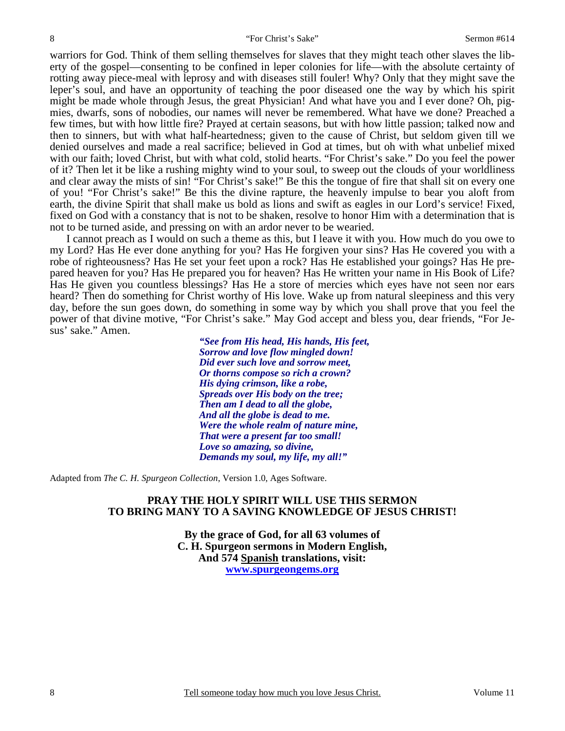warriors for God. Think of them selling themselves for slaves that they might teach other slaves the liberty of the gospel—consenting to be confined in leper colonies for life—with the absolute certainty of rotting away piece-meal with leprosy and with diseases still fouler! Why? Only that they might save the leper's soul, and have an opportunity of teaching the poor diseased one the way by which his spirit might be made whole through Jesus, the great Physician! And what have you and I ever done? Oh, pigmies, dwarfs, sons of nobodies, our names will never be remembered. What have we done? Preached a few times, but with how little fire? Prayed at certain seasons, but with how little passion; talked now and then to sinners, but with what half-heartedness; given to the cause of Christ, but seldom given till we denied ourselves and made a real sacrifice; believed in God at times, but oh with what unbelief mixed with our faith; loved Christ, but with what cold, stolid hearts. "For Christ's sake." Do you feel the power of it? Then let it be like a rushing mighty wind to your soul, to sweep out the clouds of your worldliness and clear away the mists of sin! "For Christ's sake!" Be this the tongue of fire that shall sit on every one of you! "For Christ's sake!" Be this the divine rapture, the heavenly impulse to bear you aloft from earth, the divine Spirit that shall make us bold as lions and swift as eagles in our Lord's service! Fixed, fixed on God with a constancy that is not to be shaken, resolve to honor Him with a determination that is not to be turned aside, and pressing on with an ardor never to be wearied.

I cannot preach as I would on such a theme as this, but I leave it with you. How much do you owe to my Lord? Has He ever done anything for you? Has He forgiven your sins? Has He covered you with a robe of righteousness? Has He set your feet upon a rock? Has He established your goings? Has He prepared heaven for you? Has He prepared you for heaven? Has He written your name in His Book of Life? Has He given you countless blessings? Has He a store of mercies which eyes have not seen nor ears heard? Then do something for Christ worthy of His love. Wake up from natural sleepiness and this very day, before the sun goes down, do something in some way by which you shall prove that you feel the power of that divine motive, "For Christ's sake." May God accept and bless you, dear friends, "For Jesus' sake." Amen.

> ***"See from His head, His hands, His feet,***
> ***Sorrow and love flow mingled down!***
> ***Did ever such love and sorrow meet,***
> ***Or thorns compose so rich a crown?***
> ***His dying crimson, like a robe,***
> ***Spreads over His body on the tree;***
> ***Then am I dead to all the globe,***
> ***And all the globe is dead to me.***
> ***Were the whole realm of nature mine,***
> ***That were a present far too small!***
> ***Love so amazing, so divine,***
> ***Demands my soul, my life, my all!"***

Adapted from *The C. H. Spurgeon Collection*, Version 1.0, Ages Software.

**PRAY THE HOLY SPIRIT WILL USE THIS SERMON TO BRING MANY TO A SAVING KNOWLEDGE OF JESUS CHRIST!**

**By the grace of God, for all 63 volumes of C. H. Spurgeon sermons in Modern English, And 574 Spanish translations, visit: www.spurgeongems.org**